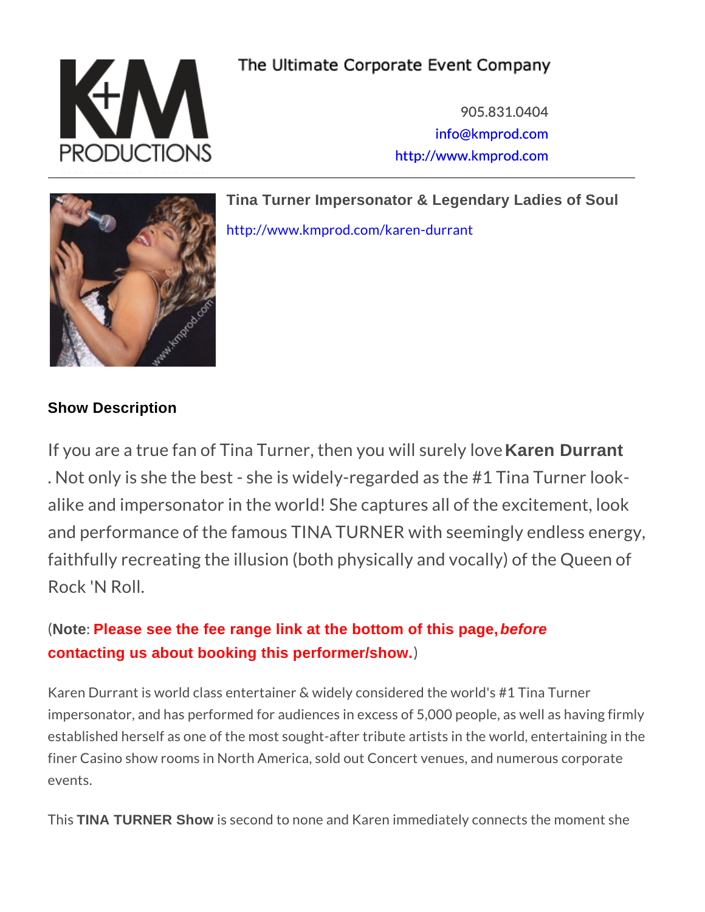The Ultimate Corporate Event Company

905.831.0404
info@kmprod.com
http://www.kmprod.com

## Tina Turner Impersonator & Legendary Ladies of Soul

http://www.kmprod.com/karen-durrant

### Show Description

If you are a true fan of Tina Turner, then you will surely love **Karen Durrant**. Not only is she the best - she is widely-regarded as the #1 Tina Turner look-alike and impersonator in the world! She captures all of the excitement, look and performance of the famous TINA TURNER with seemingly endless energy, faithfully recreating the illusion (both physically and vocally) of the Queen of Rock 'N Roll.

(**Note**: **Please see the fee range link at the bottom of this page, *before* contacting us about booking this performer/show.**)

Karen Durrant is world class entertainer & widely considered the world's #1 Tina Turner impersonator, and has performed for audiences in excess of 5,000 people, as well as having firmly established herself as one of the most sought-after tribute artists in the world, entertaining in the finer Casino show rooms in North America, sold out Concert venues, and numerous corporate events.

This **TINA TURNER Show** is second to none and Karen immediately connects the moment she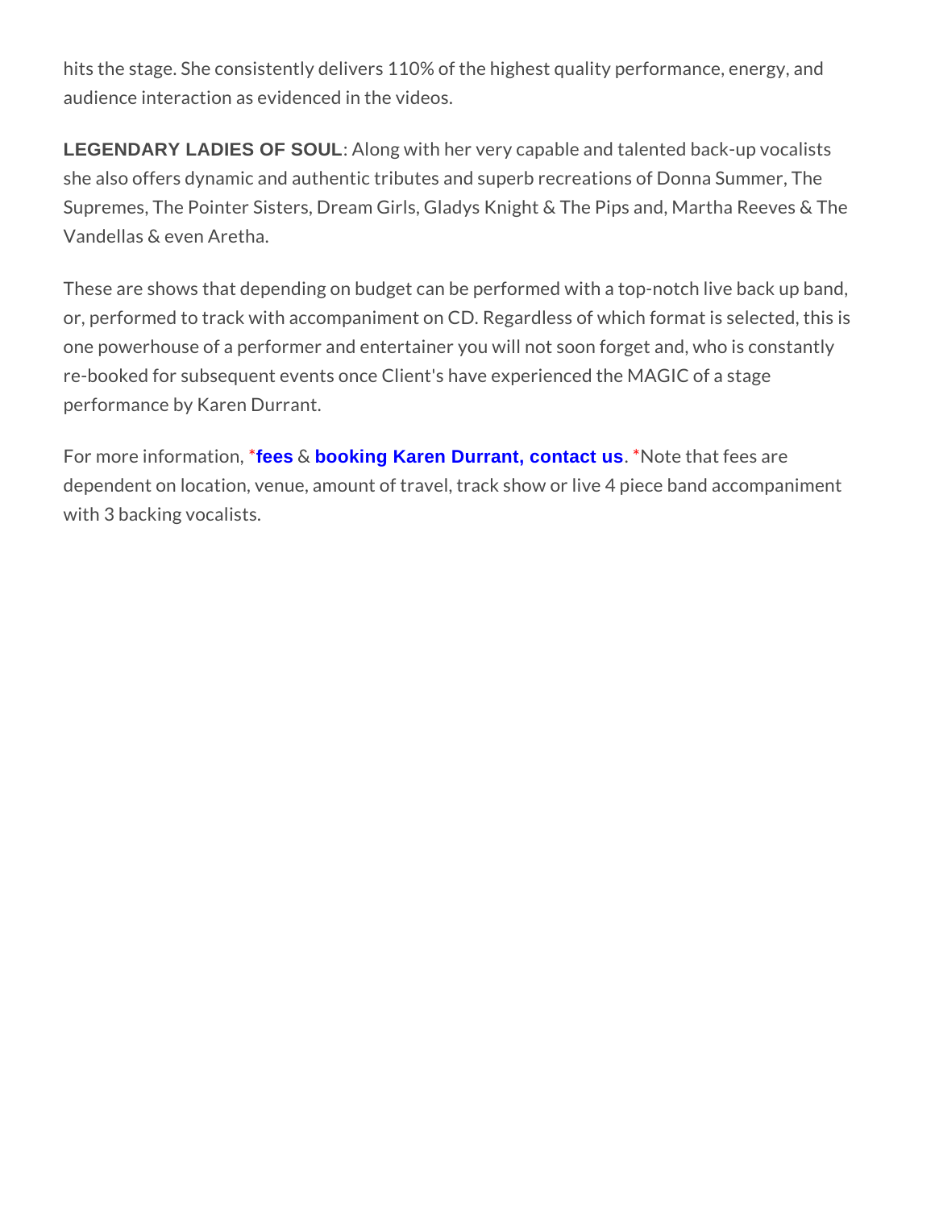hits the stage. She consistently delivers 110% of the highest quality performance, energy, and audience interaction as evidenced in the videos.

**LEGENDARY LADIES OF SOUL**: Along with her very capable and talented back-up vocalists she also offers dynamic and authentic tributes and superb recreations of Donna Summer, The Supremes, The Pointer Sisters, Dream Girls, Gladys Knight & The Pips and, Martha Reeves & The Vandellas & even Aretha.

These are shows that depending on budget can be performed with a top-notch live back up band, or, performed to track with accompaniment on CD. Regardless of which format is selected, this is one powerhouse of a performer and entertainer you will not soon forget and, who is constantly re-booked for subsequent events once Client's have experienced the MAGIC of a stage performance by Karen Durrant.

For more information, ***fees** & **booking Karen Durrant, contact us**. *Note that fees are dependent on location, venue, amount of travel, track show or live 4 piece band accompaniment with 3 backing vocalists.